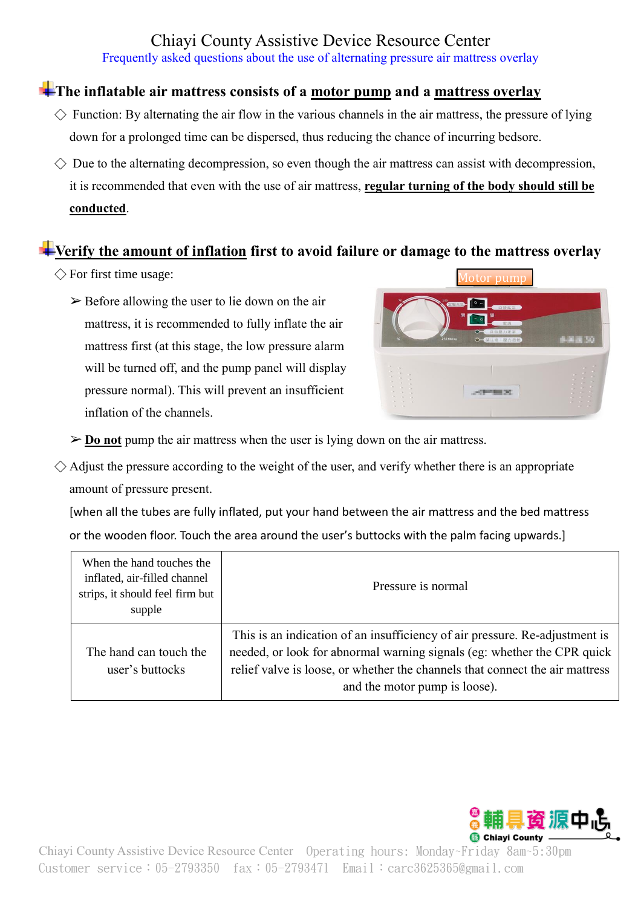# Chiayi County Assistive Device Resource Center

Frequently asked questions about the use of alternating pressure air mattress overlay

## The inflatable air mattress consists of a motor pump and a mattress overlay

◇ Function: By alternating the air flow in the various channels in the air mattress, the pressure of lying down for a prolonged time can be dispersed, thus reducing the chance of incurring bedsore.

◇ Due to the alternating decompression, so even though the air mattress can assist with decompression, it is recommended that even with the use of air mattress, **regular turning of the body should still be conducted**.

## Verify the amount of inflation first to avoid failure or damage to the mattress overlay

◇ For first time usage:

➢ Before allowing the user to lie down on the air mattress, it is recommended to fully inflate the air mattress first (at this stage, the low pressure alarm will be turned off, and the pump panel will display pressure normal). This will prevent an insufficient inflation of the channels.

Motor pump

➢ **Do not** pump the air mattress when the user is lying down on the air mattress.

◇ Adjust the pressure according to the weight of the user, and verify whether there is an appropriate amount of pressure present.

[when all the tubes are fully inflated, put your hand between the air mattress and the bed mattress or the wooden floor. Touch the area around the user's buttocks with the palm facing upwards.]

| | |
|---|---|
| When the hand touches the inflated, air-filled channel strips, it should feel firm but supple | Pressure is normal |
| The hand can touch the user's buttocks | This is an indication of an insufficiency of air pressure. Re-adjustment is needed, or look for abnormal warning signals (eg: whether the CPR quick relief valve is loose, or whether the channels that connect the air mattress and the motor pump is loose). |

Chiayi County Assistive Device Resource Center Operating hours: Monday~Friday 8am~5:30pm
Customer service：05-2793350 fax：05-2793471 Email：carc3625365@gmail.com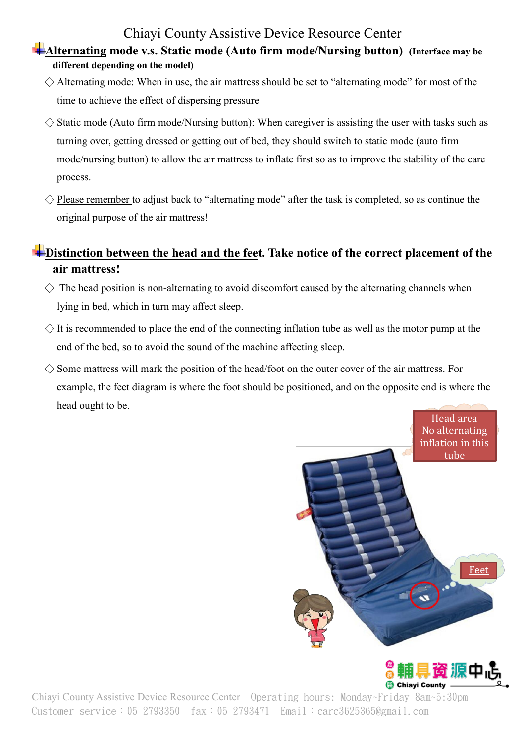Chiayi County Assistive Device Resource Center

## Alternating mode v.s. Static mode (Auto firm mode/Nursing button) (Interface may be different depending on the model)

◇ Alternating mode: When in use, the air mattress should be set to "alternating mode" for most of the time to achieve the effect of dispersing pressure

◇ Static mode (Auto firm mode/Nursing button): When caregiver is assisting the user with tasks such as turning over, getting dressed or getting out of bed, they should switch to static mode (auto firm mode/nursing button) to allow the air mattress to inflate first so as to improve the stability of the care process.

◇ Please remember to adjust back to "alternating mode" after the task is completed, so as continue the original purpose of the air mattress!

## Distinction between the head and the feet. Take notice of the correct placement of the air mattress!

◇ The head position is non-alternating to avoid discomfort caused by the alternating channels when lying in bed, which in turn may affect sleep.

◇ It is recommended to place the end of the connecting inflation tube as well as the motor pump at the end of the bed, so to avoid the sound of the machine affecting sleep.

◇ Some mattress will mark the position of the head/foot on the outer cover of the air mattress. For example, the feet diagram is where the foot should be positioned, and on the opposite end is where the head ought to be.

Head area
No alternating inflation in this tube

Feet

Chiayi County Assistive Device Resource Center Operating hours: Monday~Friday 8am~5:30pm
Customer service：05-2793350 fax：05-2793471 Email：carc3625365@gmail.com